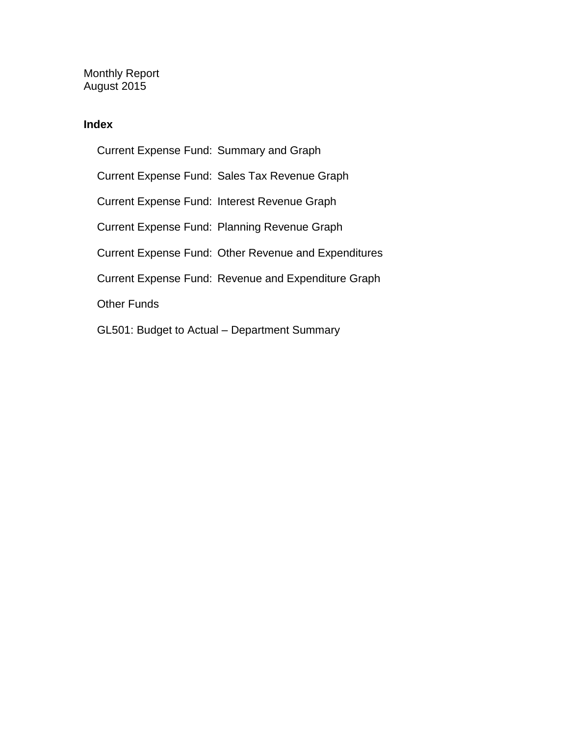Monthly Report
August 2015

## Index

- Current Expense Fund: Summary and Graph
- Current Expense Fund: Sales Tax Revenue Graph
- Current Expense Fund: Interest Revenue Graph
- Current Expense Fund: Planning Revenue Graph
- Current Expense Fund: Other Revenue and Expenditures
- Current Expense Fund: Revenue and Expenditure Graph
- Other Funds
- GL501: Budget to Actual – Department Summary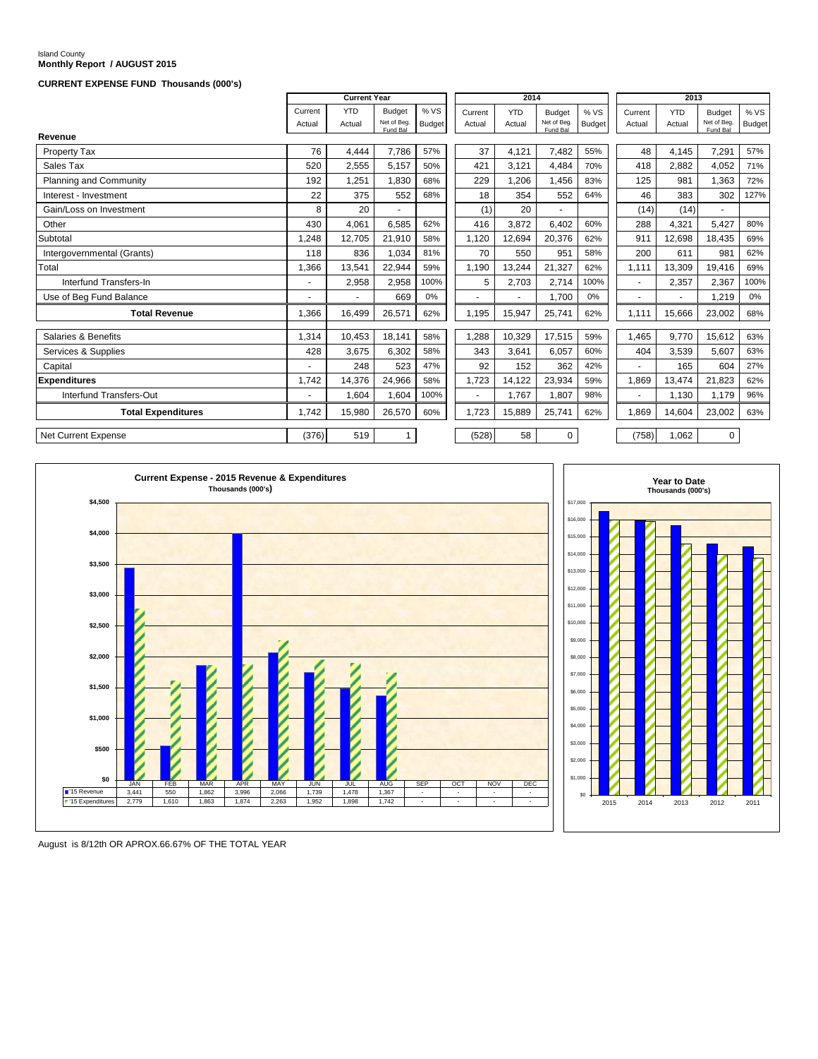Island County
**Monthly Report / AUGUST 2015**

**CURRENT EXPENSE FUND Thousands (000's)**

| | Current Year | | | | 2014 | | | | 2013 | | | |
|---|---|---|---|---|---|---|---|---|---|---|---|---|
| | Current Actual | YTD Actual | Budget Net of Beg. Fund Bal | % VS Budget | Current Actual | YTD Actual | Budget Net of Beg. Fund Bal | % VS Budget | Current Actual | YTD Actual | Budget Net of Beg. Fund Bal | % VS Budget |
| **Revenue** | | | | | | | | | | | | |
| Property Tax | 76 | 4,444 | 7,786 | 57% | 37 | 4,121 | 7,482 | 55% | 48 | 4,145 | 7,291 | 57% |
| Sales Tax | 520 | 2,555 | 5,157 | 50% | 421 | 3,121 | 4,484 | 70% | 418 | 2,882 | 4,052 | 71% |
| Planning and Community | 192 | 1,251 | 1,830 | 68% | 229 | 1,206 | 1,456 | 83% | 125 | 981 | 1,363 | 72% |
| Interest - Investment | 22 | 375 | 552 | 68% | 18 | 354 | 552 | 64% | 46 | 383 | 302 | 127% |
| Gain/Loss on Investment | 8 | 20 | - | | (1) | 20 | - | | (14) | (14) | - | |
| Other | 430 | 4,061 | 6,585 | 62% | 416 | 3,872 | 6,402 | 60% | 288 | 4,321 | 5,427 | 80% |
| Subtotal | 1,248 | 12,705 | 21,910 | 58% | 1,120 | 12,694 | 20,376 | 62% | 911 | 12,698 | 18,435 | 69% |
| Intergovernmental (Grants) | 118 | 836 | 1,034 | 81% | 70 | 550 | 951 | 58% | 200 | 611 | 981 | 62% |
| Total | 1,366 | 13,541 | 22,944 | 59% | 1,190 | 13,244 | 21,327 | 62% | 1,111 | 13,309 | 19,416 | 69% |
| Interfund Transfers-In | - | 2,958 | 2,958 | 100% | 5 | 2,703 | 2,714 | 100% | - | 2,357 | 2,367 | 100% |
| Use of Beg Fund Balance | - | - | 669 | 0% | - | - | 1,700 | 0% | - | - | 1,219 | 0% |
| **Total Revenue** | 1,366 | 16,499 | 26,571 | 62% | 1,195 | 15,947 | 25,741 | 62% | 1,111 | 15,666 | 23,002 | 68% |
| Salaries & Benefits | 1,314 | 10,453 | 18,141 | 58% | 1,288 | 10,329 | 17,515 | 59% | 1,465 | 9,770 | 15,612 | 63% |
| Services & Supplies | 428 | 3,675 | 6,302 | 58% | 343 | 3,641 | 6,057 | 60% | 404 | 3,539 | 5,607 | 63% |
| Capital | - | 248 | 523 | 47% | 92 | 152 | 362 | 42% | - | 165 | 604 | 27% |
| **Expenditures** | 1,742 | 14,376 | 24,966 | 58% | 1,723 | 14,122 | 23,934 | 59% | 1,869 | 13,474 | 21,823 | 62% |
| Interfund Transfers-Out | - | 1,604 | 1,604 | 100% | - | 1,767 | 1,807 | 98% | - | 1,130 | 1,179 | 96% |
| **Total Expenditures** | 1,742 | 15,980 | 26,570 | 60% | 1,723 | 15,889 | 25,741 | 62% | 1,869 | 14,604 | 23,002 | 63% |
| Net Current Expense | (376) | 519 | 1 | | (528) | 58 | 0 | | (758) | 1,062 | 0 | |

**Current Expense - 2015 Revenue & Expenditures**
Thousands (000's)

| | JAN | FEB | MAR | APR | MAY | JUN | JUL | AUG | SEP | OCT | NOV | DEC |
|---|---|---|---|---|---|---|---|---|---|---|---|---|
| '15 Revenue | 3,441 | 550 | 1,862 | 3,996 | 2,066 | 1,739 | 1,478 | 1,367 | - | - | - | - |
| '15 Expenditures | 2,779 | 1,610 | 1,863 | 1,874 | 2,263 | 1,952 | 1,898 | 1,742 | - | - | - | - |

**Year to Date**
Thousands (000's)

August is 8/12th OR APROX.66.67% OF THE TOTAL YEAR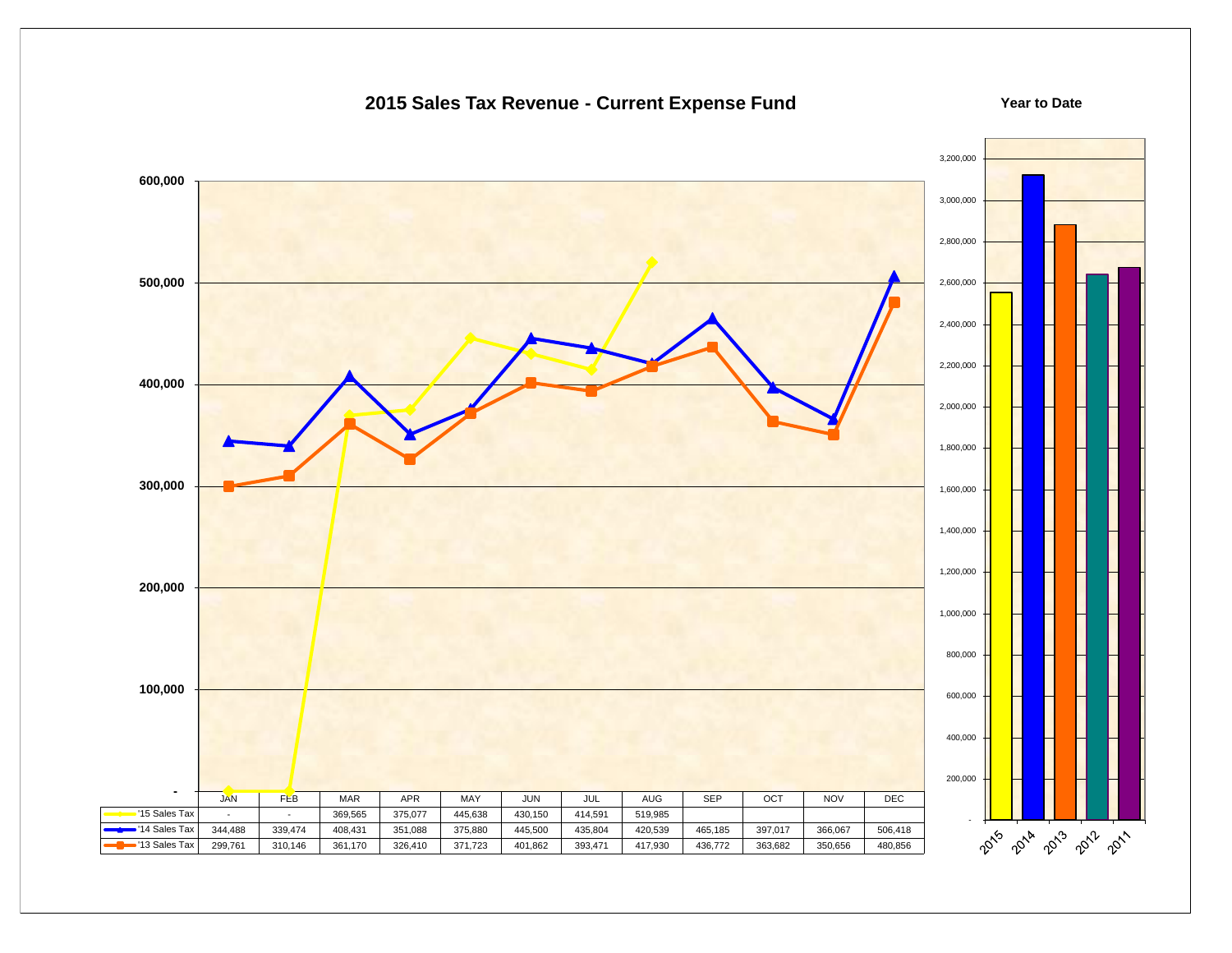# 2015 Sales Tax Revenue - Current Expense Fund

| | JAN | FEB | MAR | APR | MAY | JUN | JUL | AUG | SEP | OCT | NOV | DEC |
|---|---|---|---|---|---|---|---|---|---|---|---|---|
| '15 Sales Tax | - | - | 369,565 | 375,077 | 445,638 | 430,150 | 414,591 | 519,985 | | | | |
| '14 Sales Tax | 344,488 | 339,474 | 408,431 | 351,088 | 375,880 | 445,500 | 435,804 | 420,539 | 465,185 | 397,017 | 366,067 | 506,418 |
| '13 Sales Tax | 299,761 | 310,146 | 361,170 | 326,410 | 371,723 | 401,862 | 393,471 | 417,930 | 436,772 | 363,682 | 350,656 | 480,856 |

**Year to Date**

(Bar chart: 2015, 2014, 2013, 2012, 2011)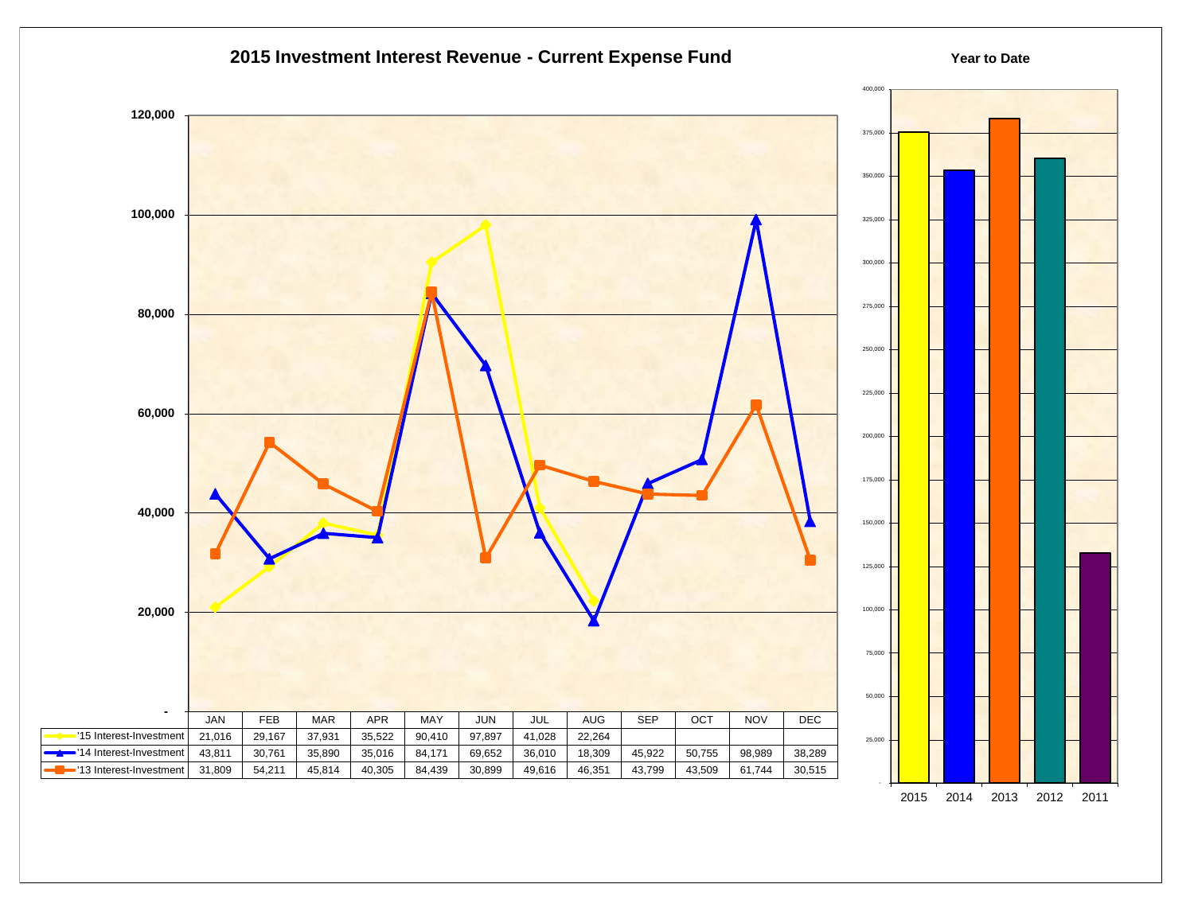## 2015 Investment Interest Revenue - Current Expense Fund

| | JAN | FEB | MAR | APR | MAY | JUN | JUL | AUG | SEP | OCT | NOV | DEC |
|---|---|---|---|---|---|---|---|---|---|---|---|---|
| '15 Interest-Investment | 21,016 | 29,167 | 37,931 | 35,522 | 90,410 | 97,897 | 41,028 | 22,264 | | | | |
| '14 Interest-Investment | 43,811 | 30,761 | 35,890 | 35,016 | 84,171 | 69,652 | 36,010 | 18,309 | 45,922 | 50,755 | 98,989 | 38,289 |
| '13 Interest-Investment | 31,809 | 54,211 | 45,814 | 40,305 | 84,439 | 30,899 | 49,616 | 46,351 | 43,799 | 43,509 | 61,744 | 30,515 |

### Year to Date

2015, 2014, 2013, 2012, 2011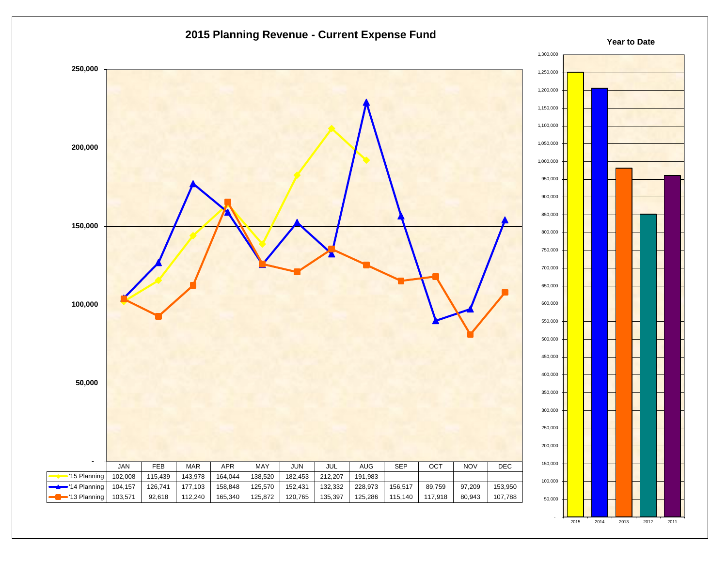# 2015 Planning Revenue - Current Expense Fund

|  | JAN | FEB | MAR | APR | MAY | JUN | JUL | AUG | SEP | OCT | NOV | DEC |
|---|---|---|---|---|---|---|---|---|---|---|---|---|
| '15 Planning | 102,008 | 115,439 | 143,978 | 164,044 | 138,520 | 182,453 | 212,207 | 191,983 | | | | |
| '14 Planning | 104,157 | 126,741 | 177,103 | 158,848 | 125,570 | 152,431 | 132,332 | 228,973 | 156,517 | 89,759 | 97,209 | 153,950 |
| '13 Planning | 103,571 | 92,618 | 112,240 | 165,340 | 125,872 | 120,765 | 135,397 | 125,286 | 115,140 | 117,918 | 80,943 | 107,788 |

**Year to Date**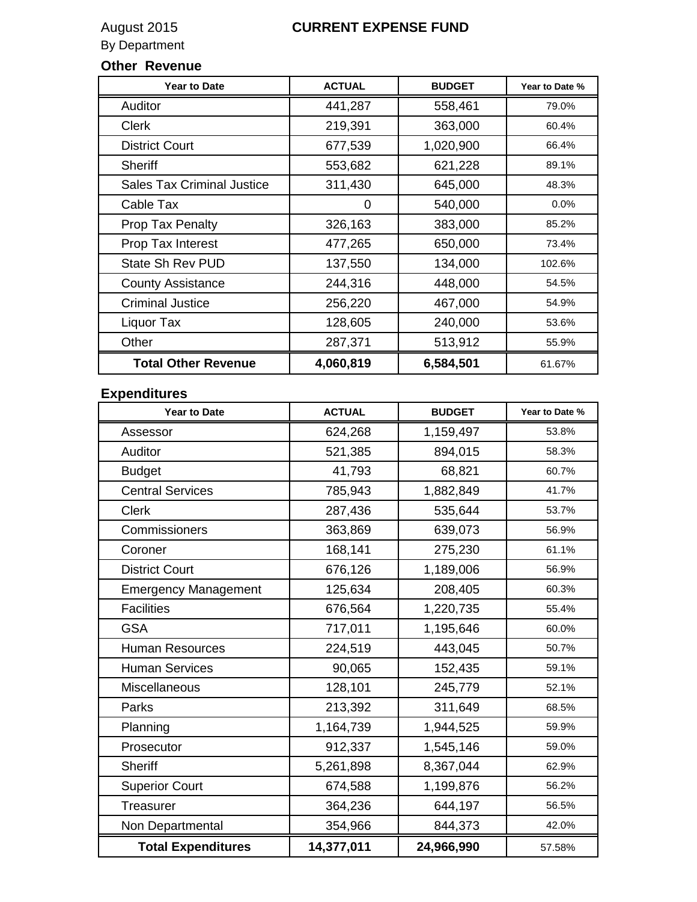August 2015

By Department

# CURRENT EXPENSE FUND

## Other Revenue

| Year to Date | ACTUAL | BUDGET | Year to Date % |
|---|---|---|---|
| Auditor | 441,287 | 558,461 | 79.0% |
| Clerk | 219,391 | 363,000 | 60.4% |
| District Court | 677,539 | 1,020,900 | 66.4% |
| Sheriff | 553,682 | 621,228 | 89.1% |
| Sales Tax Criminal Justice | 311,430 | 645,000 | 48.3% |
| Cable Tax | 0 | 540,000 | 0.0% |
| Prop Tax Penalty | 326,163 | 383,000 | 85.2% |
| Prop Tax Interest | 477,265 | 650,000 | 73.4% |
| State Sh Rev PUD | 137,550 | 134,000 | 102.6% |
| County Assistance | 244,316 | 448,000 | 54.5% |
| Criminal Justice | 256,220 | 467,000 | 54.9% |
| Liquor Tax | 128,605 | 240,000 | 53.6% |
| Other | 287,371 | 513,912 | 55.9% |
| **Total Other Revenue** | **4,060,819** | **6,584,501** | 61.67% |

## Expenditures

| Year to Date | ACTUAL | BUDGET | Year to Date % |
|---|---|---|---|
| Assessor | 624,268 | 1,159,497 | 53.8% |
| Auditor | 521,385 | 894,015 | 58.3% |
| Budget | 41,793 | 68,821 | 60.7% |
| Central Services | 785,943 | 1,882,849 | 41.7% |
| Clerk | 287,436 | 535,644 | 53.7% |
| Commissioners | 363,869 | 639,073 | 56.9% |
| Coroner | 168,141 | 275,230 | 61.1% |
| District Court | 676,126 | 1,189,006 | 56.9% |
| Emergency Management | 125,634 | 208,405 | 60.3% |
| Facilities | 676,564 | 1,220,735 | 55.4% |
| GSA | 717,011 | 1,195,646 | 60.0% |
| Human Resources | 224,519 | 443,045 | 50.7% |
| Human Services | 90,065 | 152,435 | 59.1% |
| Miscellaneous | 128,101 | 245,779 | 52.1% |
| Parks | 213,392 | 311,649 | 68.5% |
| Planning | 1,164,739 | 1,944,525 | 59.9% |
| Prosecutor | 912,337 | 1,545,146 | 59.0% |
| Sheriff | 5,261,898 | 8,367,044 | 62.9% |
| Superior Court | 674,588 | 1,199,876 | 56.2% |
| Treasurer | 364,236 | 644,197 | 56.5% |
| Non Departmental | 354,966 | 844,373 | 42.0% |
| **Total Expenditures** | **14,377,011** | **24,966,990** | 57.58% |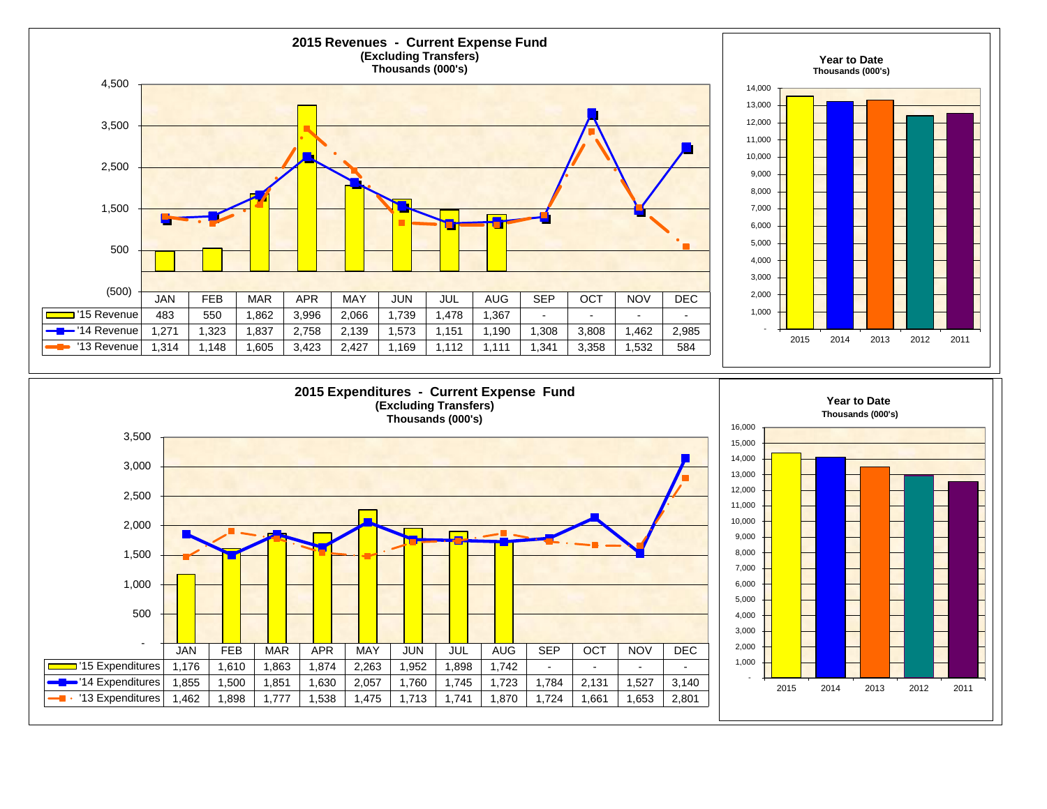## 2015 Revenues - Current Expense Fund
**(Excluding Transfers)**
**Thousands (000's)**

| | JAN | FEB | MAR | APR | MAY | JUN | JUL | AUG | SEP | OCT | NOV | DEC |
|---|---|---|---|---|---|---|---|---|---|---|---|---|
| '15 Revenue | 483 | 550 | 1,862 | 3,996 | 2,066 | 1,739 | 1,478 | 1,367 | - | - | - | - |
| '14 Revenue | 1,271 | 1,323 | 1,837 | 2,758 | 2,139 | 1,573 | 1,151 | 1,190 | 1,308 | 3,808 | 1,462 | 2,985 |
| '13 Revenue | 1,314 | 1,148 | 1,605 | 3,423 | 2,427 | 1,169 | 1,112 | 1,111 | 1,341 | 3,358 | 1,532 | 584 |

**Year to Date**
**Thousands (000's)**

Years: 2015, 2014, 2013, 2012, 2011

## 2015 Expenditures - Current Expense Fund
**(Excluding Transfers)**
**Thousands (000's)**

| | JAN | FEB | MAR | APR | MAY | JUN | JUL | AUG | SEP | OCT | NOV | DEC |
|---|---|---|---|---|---|---|---|---|---|---|---|---|
| '15 Expenditures | 1,176 | 1,610 | 1,863 | 1,874 | 2,263 | 1,952 | 1,898 | 1,742 | - | - | - | - |
| '14 Expenditures | 1,855 | 1,500 | 1,851 | 1,630 | 2,057 | 1,760 | 1,745 | 1,723 | 1,784 | 2,131 | 1,527 | 3,140 |
| '13 Expenditures | 1,462 | 1,898 | 1,777 | 1,538 | 1,475 | 1,713 | 1,741 | 1,870 | 1,724 | 1,661 | 1,653 | 2,801 |

**Year to Date**
**Thousands (000's)**

Years: 2015, 2014, 2013, 2012, 2011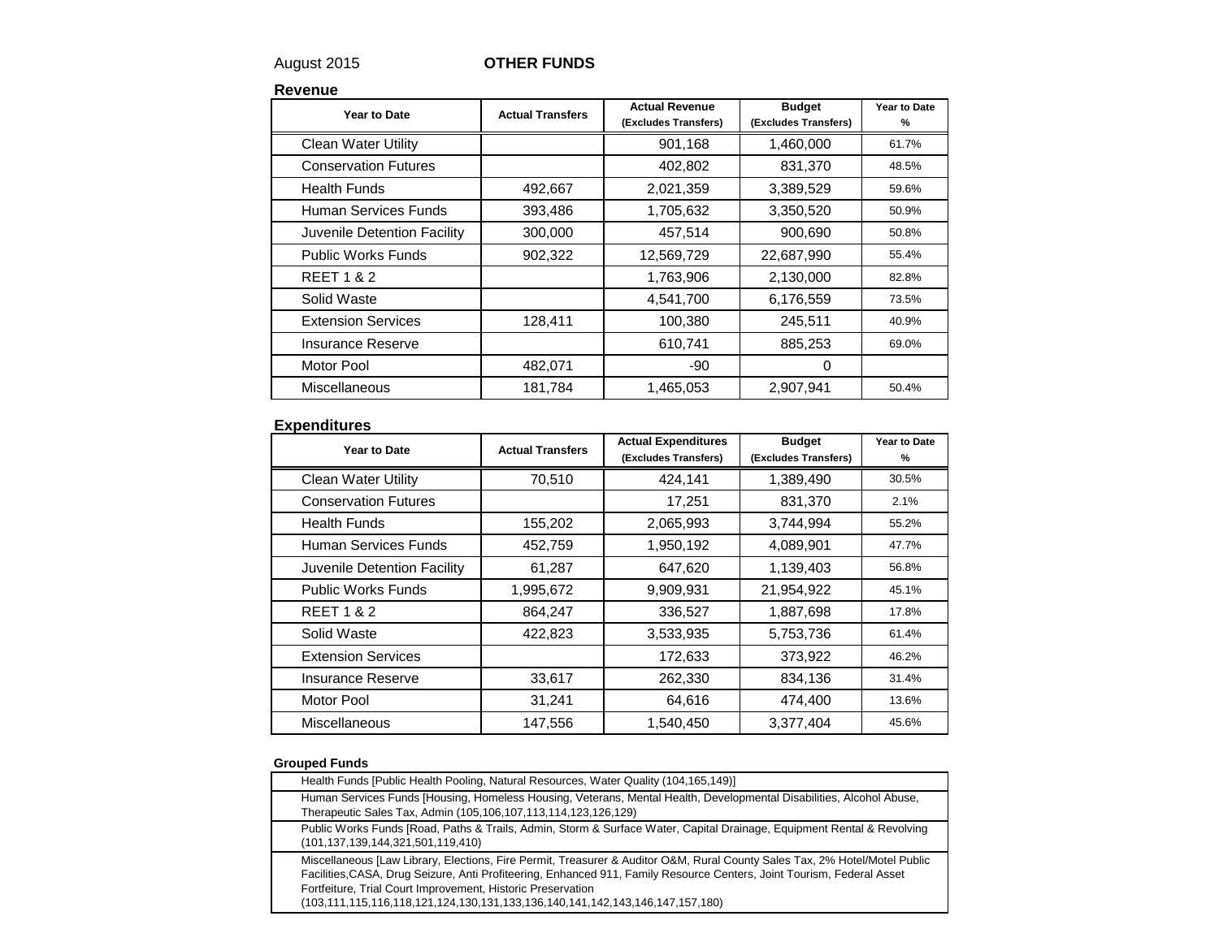August 2015 **OTHER FUNDS**

**Revenue**

| Year to Date | Actual Transfers | Actual Revenue (Excludes Transfers) | Budget (Excludes Transfers) | Year to Date % |
|---|---|---|---|---|
| Clean Water Utility | | 901,168 | 1,460,000 | 61.7% |
| Conservation Futures | | 402,802 | 831,370 | 48.5% |
| Health Funds | 492,667 | 2,021,359 | 3,389,529 | 59.6% |
| Human Services Funds | 393,486 | 1,705,632 | 3,350,520 | 50.9% |
| Juvenile Detention Facility | 300,000 | 457,514 | 900,690 | 50.8% |
| Public Works Funds | 902,322 | 12,569,729 | 22,687,990 | 55.4% |
| REET 1 & 2 | | 1,763,906 | 2,130,000 | 82.8% |
| Solid Waste | | 4,541,700 | 6,176,559 | 73.5% |
| Extension Services | 128,411 | 100,380 | 245,511 | 40.9% |
| Insurance Reserve | | 610,741 | 885,253 | 69.0% |
| Motor Pool | 482,071 | -90 | 0 | |
| Miscellaneous | 181,784 | 1,465,053 | 2,907,941 | 50.4% |

**Expenditures**

| Year to Date | Actual Transfers | Actual Expenditures (Excludes Transfers) | Budget (Excludes Transfers) | Year to Date % |
|---|---|---|---|---|
| Clean Water Utility | 70,510 | 424,141 | 1,389,490 | 30.5% |
| Conservation Futures | | 17,251 | 831,370 | 2.1% |
| Health Funds | 155,202 | 2,065,993 | 3,744,994 | 55.2% |
| Human Services Funds | 452,759 | 1,950,192 | 4,089,901 | 47.7% |
| Juvenile Detention Facility | 61,287 | 647,620 | 1,139,403 | 56.8% |
| Public Works Funds | 1,995,672 | 9,909,931 | 21,954,922 | 45.1% |
| REET 1 & 2 | 864,247 | 336,527 | 1,887,698 | 17.8% |
| Solid Waste | 422,823 | 3,533,935 | 5,753,736 | 61.4% |
| Extension Services | | 172,633 | 373,922 | 46.2% |
| Insurance Reserve | 33,617 | 262,330 | 834,136 | 31.4% |
| Motor Pool | 31,241 | 64,616 | 474,400 | 13.6% |
| Miscellaneous | 147,556 | 1,540,450 | 3,377,404 | 45.6% |

**Grouped Funds**

| Grouped Funds |
|---|
| Health Funds [Public Health Pooling, Natural Resources, Water Quality (104,165,149)] |
| Human Services Funds [Housing, Homeless Housing, Veterans, Mental Health, Developmental Disabilities, Alcohol Abuse, Therapeutic Sales Tax, Admin (105,106,107,113,114,123,126,129) |
| Public Works Funds [Road, Paths & Trails, Admin, Storm & Surface Water, Capital Drainage, Equipment Rental & Revolving (101,137,139,144,321,501,119,410) |
| Miscellaneous [Law Library, Elections, Fire Permit, Treasurer & Auditor O&M, Rural County Sales Tax, 2% Hotel/Motel Public Facilities,CASA, Drug Seizure, Anti Profiteering, Enhanced 911, Family Resource Centers, Joint Tourism, Federal Asset Fortfeiture, Trial Court Improvement, Historic Preservation (103,111,115,116,118,121,124,130,131,133,136,140,141,142,143,146,147,157,180) |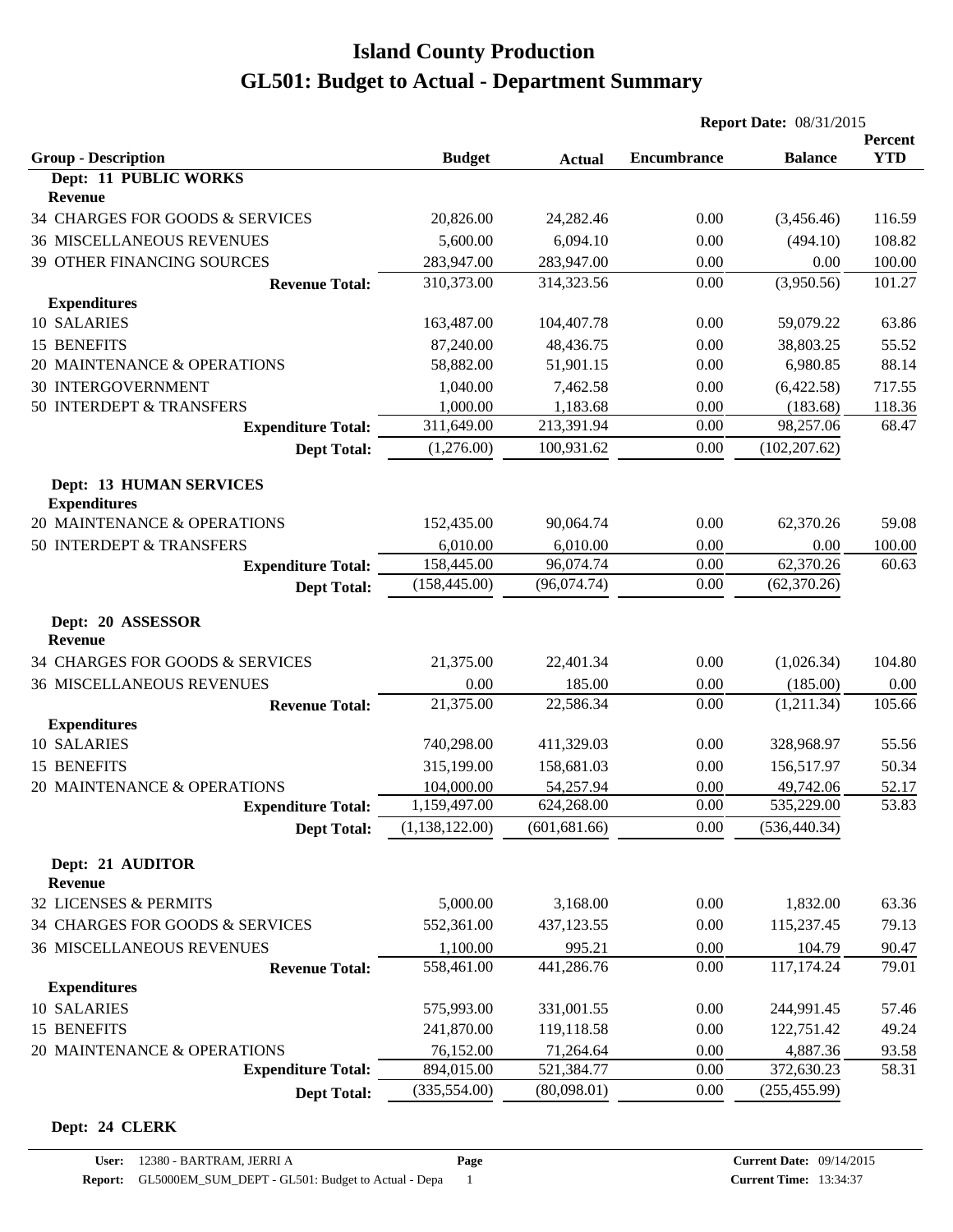# Island County Production

## GL501: Budget to Actual - Department Summary

**Report Date:** 08/31/2015

| Group - Description | Budget | Actual | Encumbrance | Balance | Percent YTD |
|---|---|---|---|---|---|
| **Dept: 11 PUBLIC WORKS** | | | | | |
| **Revenue** | | | | | |
| 34 CHARGES FOR GOODS & SERVICES | 20,826.00 | 24,282.46 | 0.00 | (3,456.46) | 116.59 |
| 36 MISCELLANEOUS REVENUES | 5,600.00 | 6,094.10 | 0.00 | (494.10) | 108.82 |
| 39 OTHER FINANCING SOURCES | 283,947.00 | 283,947.00 | 0.00 | 0.00 | 100.00 |
| **Revenue Total:** | 310,373.00 | 314,323.56 | 0.00 | (3,950.56) | 101.27 |
| **Expenditures** | | | | | |
| 10 SALARIES | 163,487.00 | 104,407.78 | 0.00 | 59,079.22 | 63.86 |
| 15 BENEFITS | 87,240.00 | 48,436.75 | 0.00 | 38,803.25 | 55.52 |
| 20 MAINTENANCE & OPERATIONS | 58,882.00 | 51,901.15 | 0.00 | 6,980.85 | 88.14 |
| 30 INTERGOVERNMENT | 1,040.00 | 7,462.58 | 0.00 | (6,422.58) | 717.55 |
| 50 INTERDEPT & TRANSFERS | 1,000.00 | 1,183.68 | 0.00 | (183.68) | 118.36 |
| **Expenditure Total:** | 311,649.00 | 213,391.94 | 0.00 | 98,257.06 | 68.47 |
| **Dept Total:** | (1,276.00) | 100,931.62 | 0.00 | (102,207.62) | |
| **Dept: 13 HUMAN SERVICES** | | | | | |
| **Expenditures** | | | | | |
| 20 MAINTENANCE & OPERATIONS | 152,435.00 | 90,064.74 | 0.00 | 62,370.26 | 59.08 |
| 50 INTERDEPT & TRANSFERS | 6,010.00 | 6,010.00 | 0.00 | 0.00 | 100.00 |
| **Expenditure Total:** | 158,445.00 | 96,074.74 | 0.00 | 62,370.26 | 60.63 |
| **Dept Total:** | (158,445.00) | (96,074.74) | 0.00 | (62,370.26) | |
| **Dept: 20 ASSESSOR** | | | | | |
| **Revenue** | | | | | |
| 34 CHARGES FOR GOODS & SERVICES | 21,375.00 | 22,401.34 | 0.00 | (1,026.34) | 104.80 |
| 36 MISCELLANEOUS REVENUES | 0.00 | 185.00 | 0.00 | (185.00) | 0.00 |
| **Revenue Total:** | 21,375.00 | 22,586.34 | 0.00 | (1,211.34) | 105.66 |
| **Expenditures** | | | | | |
| 10 SALARIES | 740,298.00 | 411,329.03 | 0.00 | 328,968.97 | 55.56 |
| 15 BENEFITS | 315,199.00 | 158,681.03 | 0.00 | 156,517.97 | 50.34 |
| 20 MAINTENANCE & OPERATIONS | 104,000.00 | 54,257.94 | 0.00 | 49,742.06 | 52.17 |
| **Expenditure Total:** | 1,159,497.00 | 624,268.00 | 0.00 | 535,229.00 | 53.83 |
| **Dept Total:** | (1,138,122.00) | (601,681.66) | 0.00 | (536,440.34) | |
| **Dept: 21 AUDITOR** | | | | | |
| **Revenue** | | | | | |
| 32 LICENSES & PERMITS | 5,000.00 | 3,168.00 | 0.00 | 1,832.00 | 63.36 |
| 34 CHARGES FOR GOODS & SERVICES | 552,361.00 | 437,123.55 | 0.00 | 115,237.45 | 79.13 |
| 36 MISCELLANEOUS REVENUES | 1,100.00 | 995.21 | 0.00 | 104.79 | 90.47 |
| **Revenue Total:** | 558,461.00 | 441,286.76 | 0.00 | 117,174.24 | 79.01 |
| **Expenditures** | | | | | |
| 10 SALARIES | 575,993.00 | 331,001.55 | 0.00 | 244,991.45 | 57.46 |
| 15 BENEFITS | 241,870.00 | 119,118.58 | 0.00 | 122,751.42 | 49.24 |
| 20 MAINTENANCE & OPERATIONS | 76,152.00 | 71,264.64 | 0.00 | 4,887.36 | 93.58 |
| **Expenditure Total:** | 894,015.00 | 521,384.77 | 0.00 | 372,630.23 | 58.31 |
| **Dept Total:** | (335,554.00) | (80,098.01) | 0.00 | (255,455.99) | |
| **Dept: 24 CLERK** | | | | | |

**User:** 12380 - BARTRAM, JERRI A
**Report:** GL5000EM_SUM_DEPT - GL501: Budget to Actual - Depa
**Current Date:** 09/14/2015
**Current Time:** 13:34:37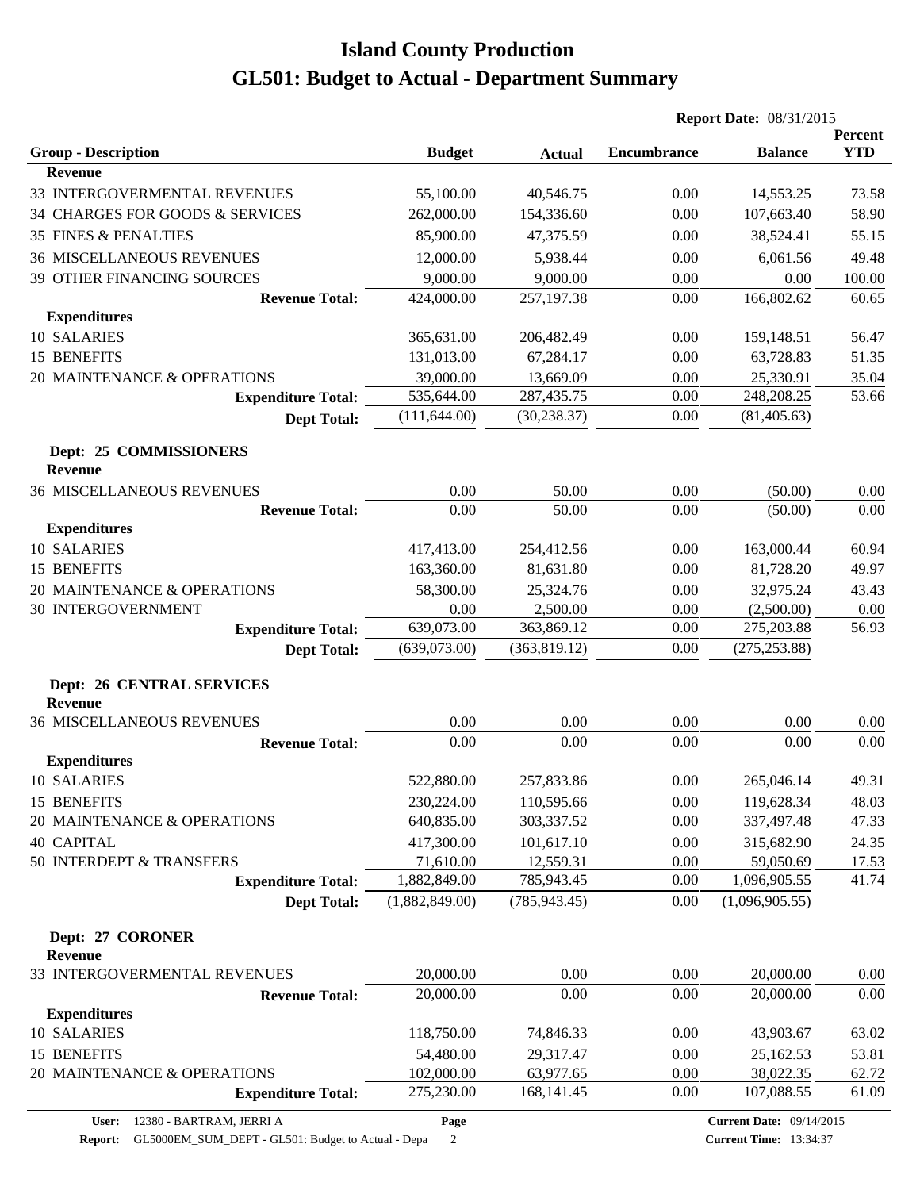# Island County Production

## GL501: Budget to Actual - Department Summary

**Report Date:** 08/31/2015

| Group - Description | Budget | Actual | Encumbrance | Balance | Percent YTD |
|---|---|---|---|---|---|
| **Revenue** | | | | | |
| 33 INTERGOVERMENTAL REVENUES | 55,100.00 | 40,546.75 | 0.00 | 14,553.25 | 73.58 |
| 34 CHARGES FOR GOODS & SERVICES | 262,000.00 | 154,336.60 | 0.00 | 107,663.40 | 58.90 |
| 35 FINES & PENALTIES | 85,900.00 | 47,375.59 | 0.00 | 38,524.41 | 55.15 |
| 36 MISCELLANEOUS REVENUES | 12,000.00 | 5,938.44 | 0.00 | 6,061.56 | 49.48 |
| 39 OTHER FINANCING SOURCES | 9,000.00 | 9,000.00 | 0.00 | 0.00 | 100.00 |
| **Revenue Total:** | 424,000.00 | 257,197.38 | 0.00 | 166,802.62 | 60.65 |
| **Expenditures** | | | | | |
| 10 SALARIES | 365,631.00 | 206,482.49 | 0.00 | 159,148.51 | 56.47 |
| 15 BENEFITS | 131,013.00 | 67,284.17 | 0.00 | 63,728.83 | 51.35 |
| 20 MAINTENANCE & OPERATIONS | 39,000.00 | 13,669.09 | 0.00 | 25,330.91 | 35.04 |
| **Expenditure Total:** | 535,644.00 | 287,435.75 | 0.00 | 248,208.25 | 53.66 |
| **Dept Total:** | (111,644.00) | (30,238.37) | 0.00 | (81,405.63) | |

**Dept: 25 COMMISSIONERS**

| Group - Description | Budget | Actual | Encumbrance | Balance | Percent YTD |
|---|---|---|---|---|---|
| **Revenue** | | | | | |
| 36 MISCELLANEOUS REVENUES | 0.00 | 50.00 | 0.00 | (50.00) | 0.00 |
| **Revenue Total:** | 0.00 | 50.00 | 0.00 | (50.00) | 0.00 |
| **Expenditures** | | | | | |
| 10 SALARIES | 417,413.00 | 254,412.56 | 0.00 | 163,000.44 | 60.94 |
| 15 BENEFITS | 163,360.00 | 81,631.80 | 0.00 | 81,728.20 | 49.97 |
| 20 MAINTENANCE & OPERATIONS | 58,300.00 | 25,324.76 | 0.00 | 32,975.24 | 43.43 |
| 30 INTERGOVERNMENT | 0.00 | 2,500.00 | 0.00 | (2,500.00) | 0.00 |
| **Expenditure Total:** | 639,073.00 | 363,869.12 | 0.00 | 275,203.88 | 56.93 |
| **Dept Total:** | (639,073.00) | (363,819.12) | 0.00 | (275,253.88) | |

**Dept: 26 CENTRAL SERVICES**

| Group - Description | Budget | Actual | Encumbrance | Balance | Percent YTD |
|---|---|---|---|---|---|
| **Revenue** | | | | | |
| 36 MISCELLANEOUS REVENUES | 0.00 | 0.00 | 0.00 | 0.00 | 0.00 |
| **Revenue Total:** | 0.00 | 0.00 | 0.00 | 0.00 | 0.00 |
| **Expenditures** | | | | | |
| 10 SALARIES | 522,880.00 | 257,833.86 | 0.00 | 265,046.14 | 49.31 |
| 15 BENEFITS | 230,224.00 | 110,595.66 | 0.00 | 119,628.34 | 48.03 |
| 20 MAINTENANCE & OPERATIONS | 640,835.00 | 303,337.52 | 0.00 | 337,497.48 | 47.33 |
| 40 CAPITAL | 417,300.00 | 101,617.10 | 0.00 | 315,682.90 | 24.35 |
| 50 INTERDEPT & TRANSFERS | 71,610.00 | 12,559.31 | 0.00 | 59,050.69 | 17.53 |
| **Expenditure Total:** | 1,882,849.00 | 785,943.45 | 0.00 | 1,096,905.55 | 41.74 |
| **Dept Total:** | (1,882,849.00) | (785,943.45) | 0.00 | (1,096,905.55) | |

**Dept: 27 CORONER**

| Group - Description | Budget | Actual | Encumbrance | Balance | Percent YTD |
|---|---|---|---|---|---|
| **Revenue** | | | | | |
| 33 INTERGOVERMENTAL REVENUES | 20,000.00 | 0.00 | 0.00 | 20,000.00 | 0.00 |
| **Revenue Total:** | 20,000.00 | 0.00 | 0.00 | 20,000.00 | 0.00 |
| **Expenditures** | | | | | |
| 10 SALARIES | 118,750.00 | 74,846.33 | 0.00 | 43,903.67 | 63.02 |
| 15 BENEFITS | 54,480.00 | 29,317.47 | 0.00 | 25,162.53 | 53.81 |
| 20 MAINTENANCE & OPERATIONS | 102,000.00 | 63,977.65 | 0.00 | 38,022.35 | 62.72 |
| **Expenditure Total:** | 275,230.00 | 168,141.45 | 0.00 | 107,088.55 | 61.09 |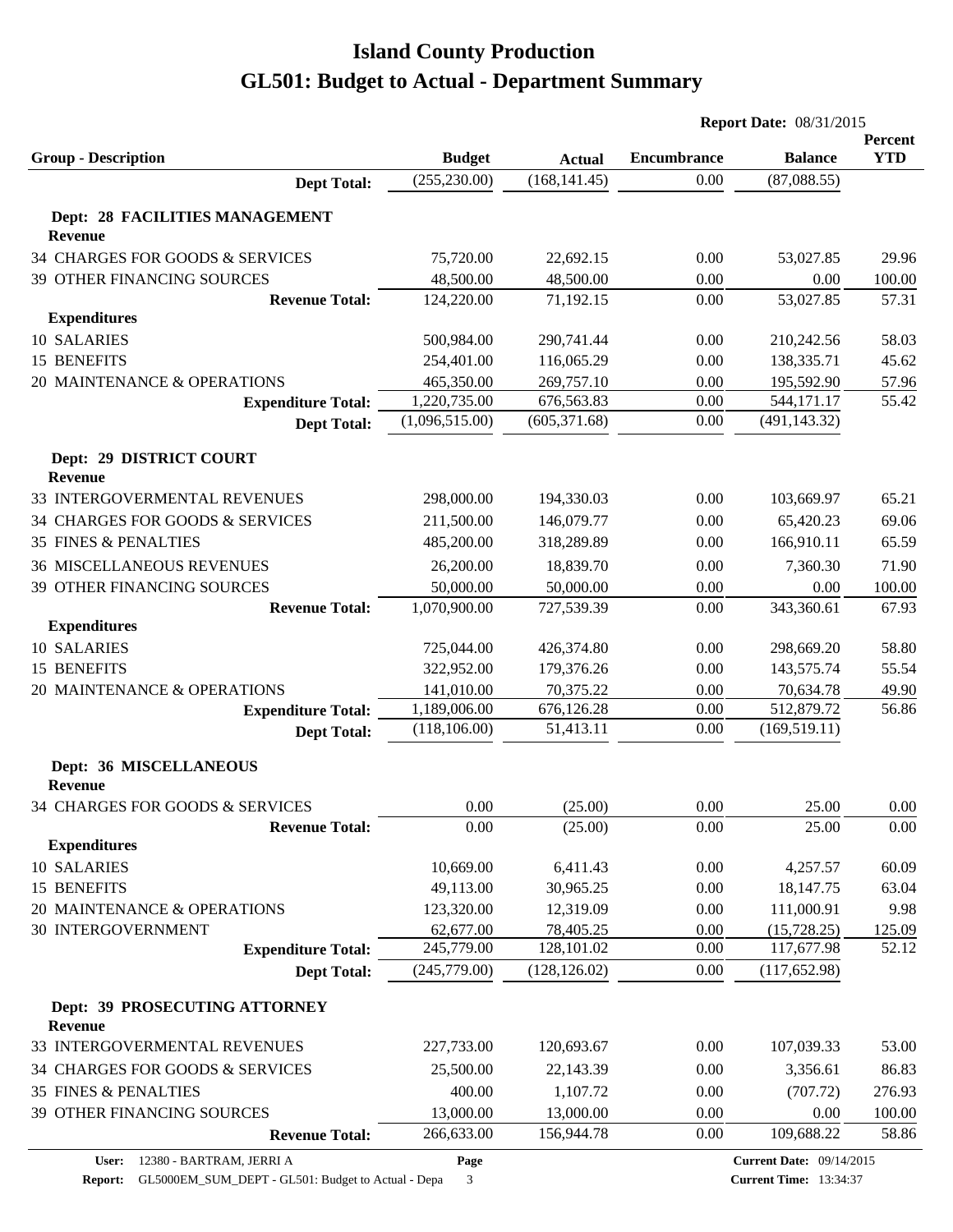# Island County Production
## GL501: Budget to Actual - Department Summary

**Report Date:** 08/31/2015

| Group - Description | Budget | Actual | Encumbrance | Balance | Percent YTD |
|---|---|---|---|---|---|
| **Dept Total:** | (255,230.00) | (168,141.45) | 0.00 | (87,088.55) | |
| **Dept: 28 FACILITIES MANAGEMENT** | | | | | |
| **Revenue** | | | | | |
| 34 CHARGES FOR GOODS & SERVICES | 75,720.00 | 22,692.15 | 0.00 | 53,027.85 | 29.96 |
| 39 OTHER FINANCING SOURCES | 48,500.00 | 48,500.00 | 0.00 | 0.00 | 100.00 |
| **Revenue Total:** | 124,220.00 | 71,192.15 | 0.00 | 53,027.85 | 57.31 |
| **Expenditures** | | | | | |
| 10 SALARIES | 500,984.00 | 290,741.44 | 0.00 | 210,242.56 | 58.03 |
| 15 BENEFITS | 254,401.00 | 116,065.29 | 0.00 | 138,335.71 | 45.62 |
| 20 MAINTENANCE & OPERATIONS | 465,350.00 | 269,757.10 | 0.00 | 195,592.90 | 57.96 |
| **Expenditure Total:** | 1,220,735.00 | 676,563.83 | 0.00 | 544,171.17 | 55.42 |
| **Dept Total:** | (1,096,515.00) | (605,371.68) | 0.00 | (491,143.32) | |
| **Dept: 29 DISTRICT COURT** | | | | | |
| **Revenue** | | | | | |
| 33 INTERGOVERMENTAL REVENUES | 298,000.00 | 194,330.03 | 0.00 | 103,669.97 | 65.21 |
| 34 CHARGES FOR GOODS & SERVICES | 211,500.00 | 146,079.77 | 0.00 | 65,420.23 | 69.06 |
| 35 FINES & PENALTIES | 485,200.00 | 318,289.89 | 0.00 | 166,910.11 | 65.59 |
| 36 MISCELLANEOUS REVENUES | 26,200.00 | 18,839.70 | 0.00 | 7,360.30 | 71.90 |
| 39 OTHER FINANCING SOURCES | 50,000.00 | 50,000.00 | 0.00 | 0.00 | 100.00 |
| **Revenue Total:** | 1,070,900.00 | 727,539.39 | 0.00 | 343,360.61 | 67.93 |
| **Expenditures** | | | | | |
| 10 SALARIES | 725,044.00 | 426,374.80 | 0.00 | 298,669.20 | 58.80 |
| 15 BENEFITS | 322,952.00 | 179,376.26 | 0.00 | 143,575.74 | 55.54 |
| 20 MAINTENANCE & OPERATIONS | 141,010.00 | 70,375.22 | 0.00 | 70,634.78 | 49.90 |
| **Expenditure Total:** | 1,189,006.00 | 676,126.28 | 0.00 | 512,879.72 | 56.86 |
| **Dept Total:** | (118,106.00) | 51,413.11 | 0.00 | (169,519.11) | |
| **Dept: 36 MISCELLANEOUS** | | | | | |
| **Revenue** | | | | | |
| 34 CHARGES FOR GOODS & SERVICES | 0.00 | (25.00) | 0.00 | 25.00 | 0.00 |
| **Revenue Total:** | 0.00 | (25.00) | 0.00 | 25.00 | 0.00 |
| **Expenditures** | | | | | |
| 10 SALARIES | 10,669.00 | 6,411.43 | 0.00 | 4,257.57 | 60.09 |
| 15 BENEFITS | 49,113.00 | 30,965.25 | 0.00 | 18,147.75 | 63.04 |
| 20 MAINTENANCE & OPERATIONS | 123,320.00 | 12,319.09 | 0.00 | 111,000.91 | 9.98 |
| 30 INTERGOVERNMENT | 62,677.00 | 78,405.25 | 0.00 | (15,728.25) | 125.09 |
| **Expenditure Total:** | 245,779.00 | 128,101.02 | 0.00 | 117,677.98 | 52.12 |
| **Dept Total:** | (245,779.00) | (128,126.02) | 0.00 | (117,652.98) | |
| **Dept: 39 PROSECUTING ATTORNEY** | | | | | |
| **Revenue** | | | | | |
| 33 INTERGOVERMENTAL REVENUES | 227,733.00 | 120,693.67 | 0.00 | 107,039.33 | 53.00 |
| 34 CHARGES FOR GOODS & SERVICES | 25,500.00 | 22,143.39 | 0.00 | 3,356.61 | 86.83 |
| 35 FINES & PENALTIES | 400.00 | 1,107.72 | 0.00 | (707.72) | 276.93 |
| 39 OTHER FINANCING SOURCES | 13,000.00 | 13,000.00 | 0.00 | 0.00 | 100.00 |
| **Revenue Total:** | 266,633.00 | 156,944.78 | 0.00 | 109,688.22 | 58.86 |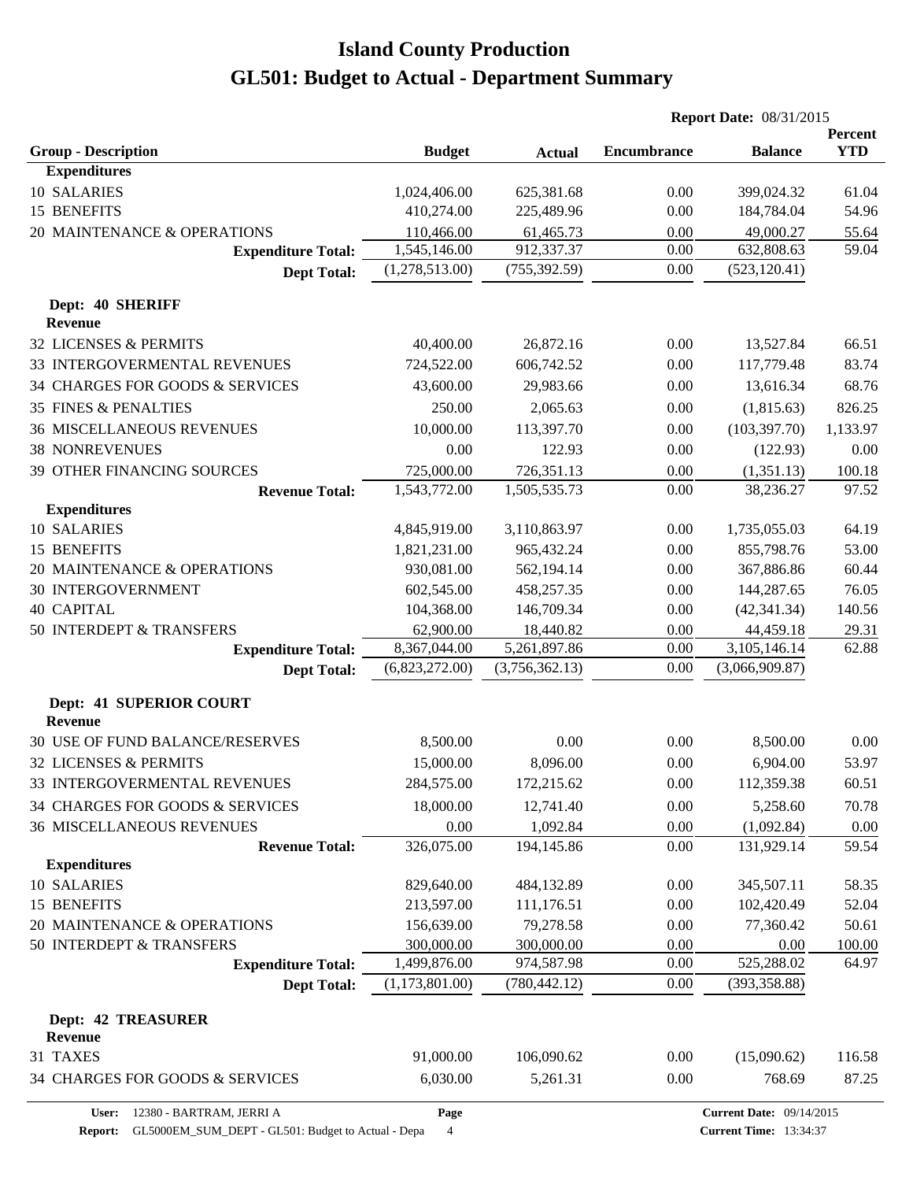# Island County Production

## GL501: Budget to Actual - Department Summary

**Report Date:** 08/31/2015

| Group - Description | Budget | Actual | Encumbrance | Balance | Percent YTD |
|---|---|---|---|---|---|
| **Expenditures** | | | | | |
| 10 SALARIES | 1,024,406.00 | 625,381.68 | 0.00 | 399,024.32 | 61.04 |
| 15 BENEFITS | 410,274.00 | 225,489.96 | 0.00 | 184,784.04 | 54.96 |
| 20 MAINTENANCE & OPERATIONS | 110,466.00 | 61,465.73 | 0.00 | 49,000.27 | 55.64 |
| **Expenditure Total:** | 1,545,146.00 | 912,337.37 | 0.00 | 632,808.63 | 59.04 |
| **Dept Total:** | (1,278,513.00) | (755,392.59) | 0.00 | (523,120.41) | |
| **Dept: 40 SHERIFF** | | | | | |
| **Revenue** | | | | | |
| 32 LICENSES & PERMITS | 40,400.00 | 26,872.16 | 0.00 | 13,527.84 | 66.51 |
| 33 INTERGOVERMENTAL REVENUES | 724,522.00 | 606,742.52 | 0.00 | 117,779.48 | 83.74 |
| 34 CHARGES FOR GOODS & SERVICES | 43,600.00 | 29,983.66 | 0.00 | 13,616.34 | 68.76 |
| 35 FINES & PENALTIES | 250.00 | 2,065.63 | 0.00 | (1,815.63) | 826.25 |
| 36 MISCELLANEOUS REVENUES | 10,000.00 | 113,397.70 | 0.00 | (103,397.70) | 1,133.97 |
| 38 NONREVENUES | 0.00 | 122.93 | 0.00 | (122.93) | 0.00 |
| 39 OTHER FINANCING SOURCES | 725,000.00 | 726,351.13 | 0.00 | (1,351.13) | 100.18 |
| **Revenue Total:** | 1,543,772.00 | 1,505,535.73 | 0.00 | 38,236.27 | 97.52 |
| **Expenditures** | | | | | |
| 10 SALARIES | 4,845,919.00 | 3,110,863.97 | 0.00 | 1,735,055.03 | 64.19 |
| 15 BENEFITS | 1,821,231.00 | 965,432.24 | 0.00 | 855,798.76 | 53.00 |
| 20 MAINTENANCE & OPERATIONS | 930,081.00 | 562,194.14 | 0.00 | 367,886.86 | 60.44 |
| 30 INTERGOVERNMENT | 602,545.00 | 458,257.35 | 0.00 | 144,287.65 | 76.05 |
| 40 CAPITAL | 104,368.00 | 146,709.34 | 0.00 | (42,341.34) | 140.56 |
| 50 INTERDEPT & TRANSFERS | 62,900.00 | 18,440.82 | 0.00 | 44,459.18 | 29.31 |
| **Expenditure Total:** | 8,367,044.00 | 5,261,897.86 | 0.00 | 3,105,146.14 | 62.88 |
| **Dept Total:** | (6,823,272.00) | (3,756,362.13) | 0.00 | (3,066,909.87) | |
| **Dept: 41 SUPERIOR COURT** | | | | | |
| **Revenue** | | | | | |
| 30 USE OF FUND BALANCE/RESERVES | 8,500.00 | 0.00 | 0.00 | 8,500.00 | 0.00 |
| 32 LICENSES & PERMITS | 15,000.00 | 8,096.00 | 0.00 | 6,904.00 | 53.97 |
| 33 INTERGOVERMENTAL REVENUES | 284,575.00 | 172,215.62 | 0.00 | 112,359.38 | 60.51 |
| 34 CHARGES FOR GOODS & SERVICES | 18,000.00 | 12,741.40 | 0.00 | 5,258.60 | 70.78 |
| 36 MISCELLANEOUS REVENUES | 0.00 | 1,092.84 | 0.00 | (1,092.84) | 0.00 |
| **Revenue Total:** | 326,075.00 | 194,145.86 | 0.00 | 131,929.14 | 59.54 |
| **Expenditures** | | | | | |
| 10 SALARIES | 829,640.00 | 484,132.89 | 0.00 | 345,507.11 | 58.35 |
| 15 BENEFITS | 213,597.00 | 111,176.51 | 0.00 | 102,420.49 | 52.04 |
| 20 MAINTENANCE & OPERATIONS | 156,639.00 | 79,278.58 | 0.00 | 77,360.42 | 50.61 |
| 50 INTERDEPT & TRANSFERS | 300,000.00 | 300,000.00 | 0.00 | 0.00 | 100.00 |
| **Expenditure Total:** | 1,499,876.00 | 974,587.98 | 0.00 | 525,288.02 | 64.97 |
| **Dept Total:** | (1,173,801.00) | (780,442.12) | 0.00 | (393,358.88) | |
| **Dept: 42 TREASURER** | | | | | |
| **Revenue** | | | | | |
| 31 TAXES | 91,000.00 | 106,090.62 | 0.00 | (15,090.62) | 116.58 |
| 34 CHARGES FOR GOODS & SERVICES | 6,030.00 | 5,261.31 | 0.00 | 768.69 | 87.25 |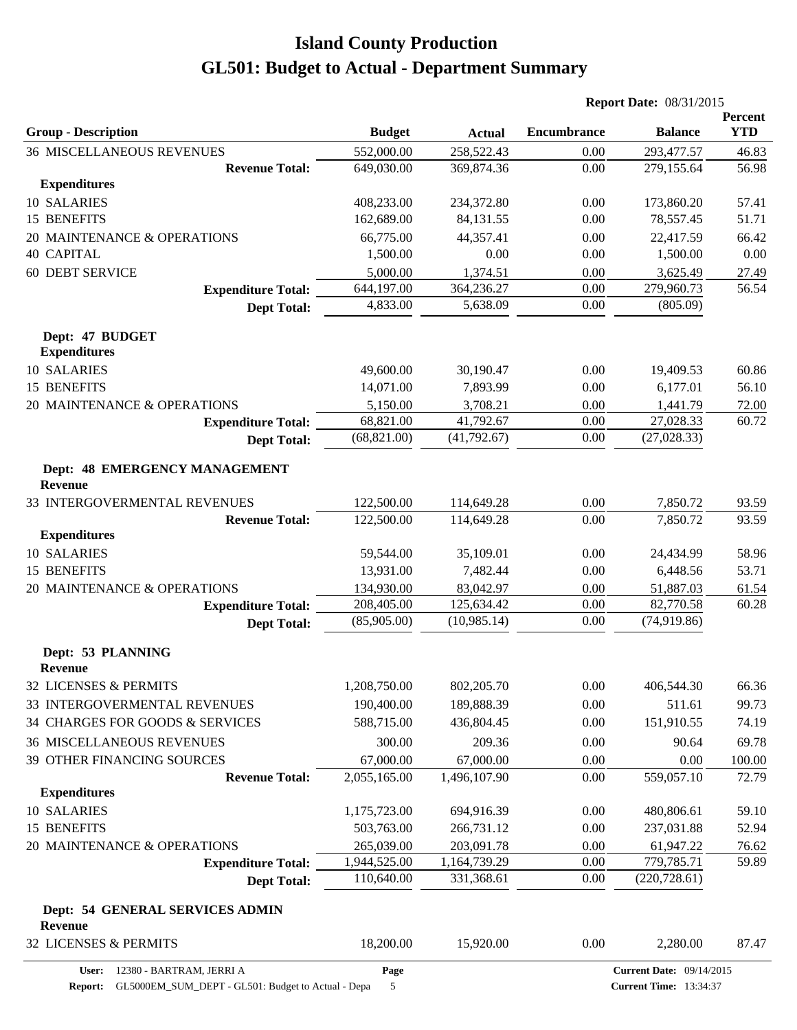# Island County Production

# GL501: Budget to Actual - Department Summary

**Report Date:** 08/31/2015

| Group - Description | Budget | Actual | Encumbrance | Balance | Percent YTD |
|---|---|---|---|---|---|
| 36 MISCELLANEOUS REVENUES | 552,000.00 | 258,522.43 | 0.00 | 293,477.57 | 46.83 |
| **Revenue Total:** | 649,030.00 | 369,874.36 | 0.00 | 279,155.64 | 56.98 |
| **Expenditures** | | | | | |
| 10 SALARIES | 408,233.00 | 234,372.80 | 0.00 | 173,860.20 | 57.41 |
| 15 BENEFITS | 162,689.00 | 84,131.55 | 0.00 | 78,557.45 | 51.71 |
| 20 MAINTENANCE & OPERATIONS | 66,775.00 | 44,357.41 | 0.00 | 22,417.59 | 66.42 |
| 40 CAPITAL | 1,500.00 | 0.00 | 0.00 | 1,500.00 | 0.00 |
| 60 DEBT SERVICE | 5,000.00 | 1,374.51 | 0.00 | 3,625.49 | 27.49 |
| **Expenditure Total:** | 644,197.00 | 364,236.27 | 0.00 | 279,960.73 | 56.54 |
| **Dept Total:** | 4,833.00 | 5,638.09 | 0.00 | (805.09) | |
| **Dept: 47 BUDGET** | | | | | |
| **Expenditures** | | | | | |
| 10 SALARIES | 49,600.00 | 30,190.47 | 0.00 | 19,409.53 | 60.86 |
| 15 BENEFITS | 14,071.00 | 7,893.99 | 0.00 | 6,177.01 | 56.10 |
| 20 MAINTENANCE & OPERATIONS | 5,150.00 | 3,708.21 | 0.00 | 1,441.79 | 72.00 |
| **Expenditure Total:** | 68,821.00 | 41,792.67 | 0.00 | 27,028.33 | 60.72 |
| **Dept Total:** | (68,821.00) | (41,792.67) | 0.00 | (27,028.33) | |
| **Dept: 48 EMERGENCY MANAGEMENT** | | | | | |
| **Revenue** | | | | | |
| 33 INTERGOVERMENTAL REVENUES | 122,500.00 | 114,649.28 | 0.00 | 7,850.72 | 93.59 |
| **Revenue Total:** | 122,500.00 | 114,649.28 | 0.00 | 7,850.72 | 93.59 |
| **Expenditures** | | | | | |
| 10 SALARIES | 59,544.00 | 35,109.01 | 0.00 | 24,434.99 | 58.96 |
| 15 BENEFITS | 13,931.00 | 7,482.44 | 0.00 | 6,448.56 | 53.71 |
| 20 MAINTENANCE & OPERATIONS | 134,930.00 | 83,042.97 | 0.00 | 51,887.03 | 61.54 |
| **Expenditure Total:** | 208,405.00 | 125,634.42 | 0.00 | 82,770.58 | 60.28 |
| **Dept Total:** | (85,905.00) | (10,985.14) | 0.00 | (74,919.86) | |
| **Dept: 53 PLANNING** | | | | | |
| **Revenue** | | | | | |
| 32 LICENSES & PERMITS | 1,208,750.00 | 802,205.70 | 0.00 | 406,544.30 | 66.36 |
| 33 INTERGOVERMENTAL REVENUES | 190,400.00 | 189,888.39 | 0.00 | 511.61 | 99.73 |
| 34 CHARGES FOR GOODS & SERVICES | 588,715.00 | 436,804.45 | 0.00 | 151,910.55 | 74.19 |
| 36 MISCELLANEOUS REVENUES | 300.00 | 209.36 | 0.00 | 90.64 | 69.78 |
| 39 OTHER FINANCING SOURCES | 67,000.00 | 67,000.00 | 0.00 | 0.00 | 100.00 |
| **Revenue Total:** | 2,055,165.00 | 1,496,107.90 | 0.00 | 559,057.10 | 72.79 |
| **Expenditures** | | | | | |
| 10 SALARIES | 1,175,723.00 | 694,916.39 | 0.00 | 480,806.61 | 59.10 |
| 15 BENEFITS | 503,763.00 | 266,731.12 | 0.00 | 237,031.88 | 52.94 |
| 20 MAINTENANCE & OPERATIONS | 265,039.00 | 203,091.78 | 0.00 | 61,947.22 | 76.62 |
| **Expenditure Total:** | 1,944,525.00 | 1,164,739.29 | 0.00 | 779,785.71 | 59.89 |
| **Dept Total:** | 110,640.00 | 331,368.61 | 0.00 | (220,728.61) | |
| **Dept: 54 GENERAL SERVICES ADMIN** | | | | | |
| **Revenue** | | | | | |
| 32 LICENSES & PERMITS | 18,200.00 | 15,920.00 | 0.00 | 2,280.00 | 87.47 |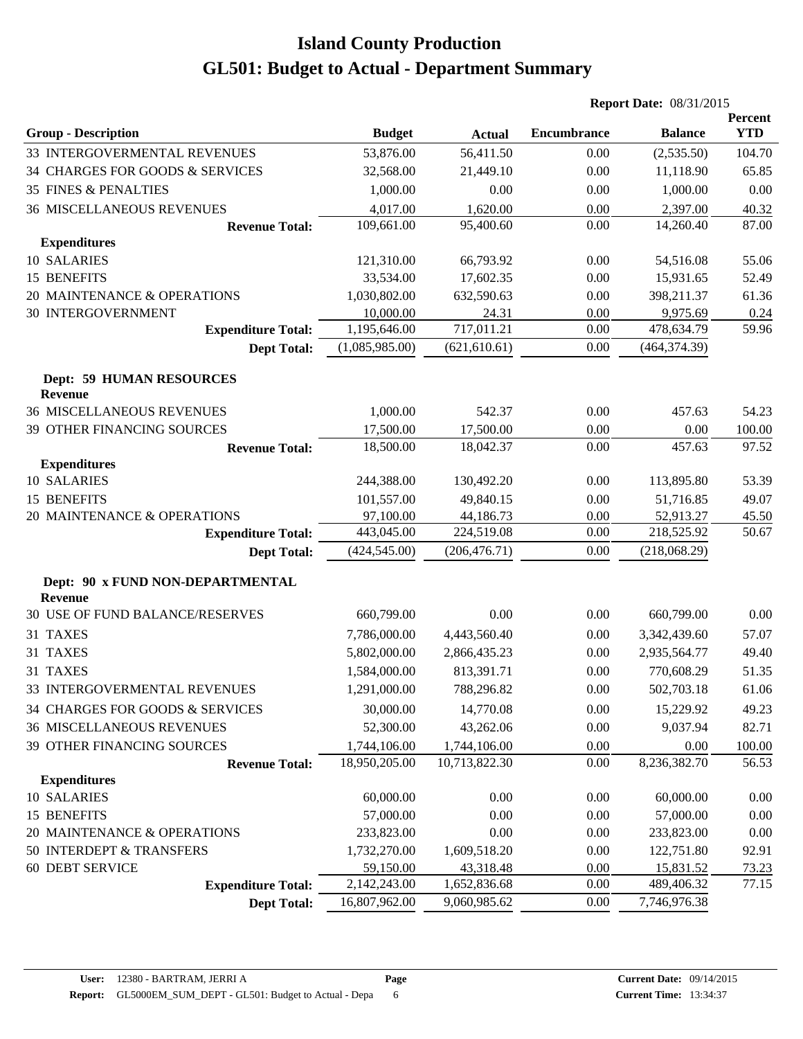# Island County Production
# GL501: Budget to Actual - Department Summary

**Report Date:** 08/31/2015

| Group - Description | Budget | Actual | Encumbrance | Balance | Percent YTD |
|---|---|---|---|---|---|
| 33 INTERGOVERMENTAL REVENUES | 53,876.00 | 56,411.50 | 0.00 | (2,535.50) | 104.70 |
| 34 CHARGES FOR GOODS & SERVICES | 32,568.00 | 21,449.10 | 0.00 | 11,118.90 | 65.85 |
| 35 FINES & PENALTIES | 1,000.00 | 0.00 | 0.00 | 1,000.00 | 0.00 |
| 36 MISCELLANEOUS REVENUES | 4,017.00 | 1,620.00 | 0.00 | 2,397.00 | 40.32 |
| **Revenue Total:** | 109,661.00 | 95,400.60 | 0.00 | 14,260.40 | 87.00 |
| **Expenditures** | | | | | |
| 10 SALARIES | 121,310.00 | 66,793.92 | 0.00 | 54,516.08 | 55.06 |
| 15 BENEFITS | 33,534.00 | 17,602.35 | 0.00 | 15,931.65 | 52.49 |
| 20 MAINTENANCE & OPERATIONS | 1,030,802.00 | 632,590.63 | 0.00 | 398,211.37 | 61.36 |
| 30 INTERGOVERNMENT | 10,000.00 | 24.31 | 0.00 | 9,975.69 | 0.24 |
| **Expenditure Total:** | 1,195,646.00 | 717,011.21 | 0.00 | 478,634.79 | 59.96 |
| **Dept Total:** | (1,085,985.00) | (621,610.61) | 0.00 | (464,374.39) | |
| **Dept: 59 HUMAN RESOURCES** | | | | | |
| **Revenue** | | | | | |
| 36 MISCELLANEOUS REVENUES | 1,000.00 | 542.37 | 0.00 | 457.63 | 54.23 |
| 39 OTHER FINANCING SOURCES | 17,500.00 | 17,500.00 | 0.00 | 0.00 | 100.00 |
| **Revenue Total:** | 18,500.00 | 18,042.37 | 0.00 | 457.63 | 97.52 |
| **Expenditures** | | | | | |
| 10 SALARIES | 244,388.00 | 130,492.20 | 0.00 | 113,895.80 | 53.39 |
| 15 BENEFITS | 101,557.00 | 49,840.15 | 0.00 | 51,716.85 | 49.07 |
| 20 MAINTENANCE & OPERATIONS | 97,100.00 | 44,186.73 | 0.00 | 52,913.27 | 45.50 |
| **Expenditure Total:** | 443,045.00 | 224,519.08 | 0.00 | 218,525.92 | 50.67 |
| **Dept Total:** | (424,545.00) | (206,476.71) | 0.00 | (218,068.29) | |
| **Dept: 90 x FUND NON-DEPARTMENTAL** | | | | | |
| **Revenue** | | | | | |
| 30 USE OF FUND BALANCE/RESERVES | 660,799.00 | 0.00 | 0.00 | 660,799.00 | 0.00 |
| 31 TAXES | 7,786,000.00 | 4,443,560.40 | 0.00 | 3,342,439.60 | 57.07 |
| 31 TAXES | 5,802,000.00 | 2,866,435.23 | 0.00 | 2,935,564.77 | 49.40 |
| 31 TAXES | 1,584,000.00 | 813,391.71 | 0.00 | 770,608.29 | 51.35 |
| 33 INTERGOVERMENTAL REVENUES | 1,291,000.00 | 788,296.82 | 0.00 | 502,703.18 | 61.06 |
| 34 CHARGES FOR GOODS & SERVICES | 30,000.00 | 14,770.08 | 0.00 | 15,229.92 | 49.23 |
| 36 MISCELLANEOUS REVENUES | 52,300.00 | 43,262.06 | 0.00 | 9,037.94 | 82.71 |
| 39 OTHER FINANCING SOURCES | 1,744,106.00 | 1,744,106.00 | 0.00 | 0.00 | 100.00 |
| **Revenue Total:** | 18,950,205.00 | 10,713,822.30 | 0.00 | 8,236,382.70 | 56.53 |
| **Expenditures** | | | | | |
| 10 SALARIES | 60,000.00 | 0.00 | 0.00 | 60,000.00 | 0.00 |
| 15 BENEFITS | 57,000.00 | 0.00 | 0.00 | 57,000.00 | 0.00 |
| 20 MAINTENANCE & OPERATIONS | 233,823.00 | 0.00 | 0.00 | 233,823.00 | 0.00 |
| 50 INTERDEPT & TRANSFERS | 1,732,270.00 | 1,609,518.20 | 0.00 | 122,751.80 | 92.91 |
| 60 DEBT SERVICE | 59,150.00 | 43,318.48 | 0.00 | 15,831.52 | 73.23 |
| **Expenditure Total:** | 2,142,243.00 | 1,652,836.68 | 0.00 | 489,406.32 | 77.15 |
| **Dept Total:** | 16,807,962.00 | 9,060,985.62 | 0.00 | 7,746,976.38 | |

**User:** 12380 - BARTRAM, JERRI A
**Report:** GL5000EM_SUM_DEPT - GL501: Budget to Actual - Depa
**Current Date:** 09/14/2015
**Current Time:** 13:34:37